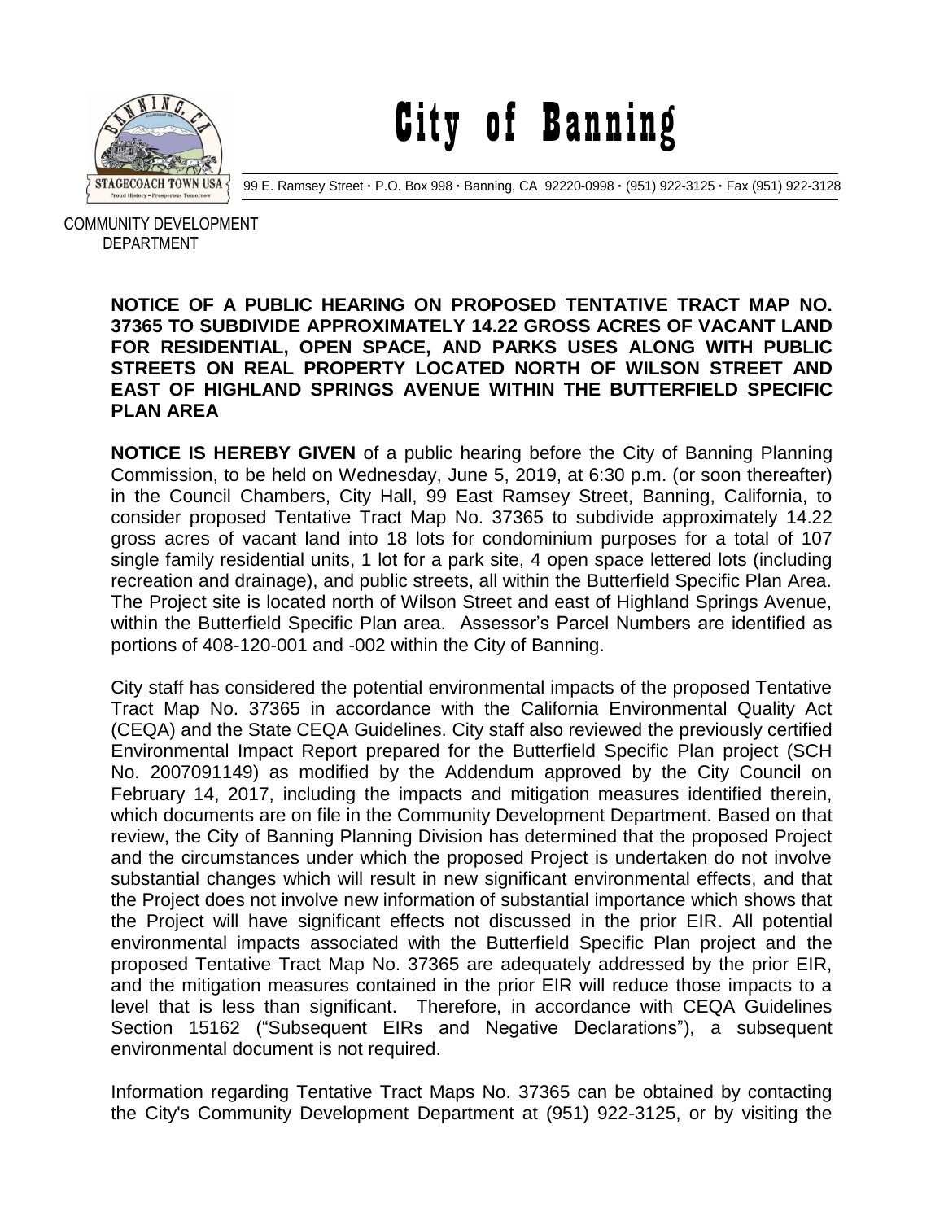# City of Banning

99 E. Ramsey Street · P.O. Box 998 · Banning, CA 92220-0998 · (951) 922-3125 · Fax (951) 922-3128

COMMUNITY DEVELOPMENT DEPARTMENT

**NOTICE OF A PUBLIC HEARING ON PROPOSED TENTATIVE TRACT MAP NO. 37365 TO SUBDIVIDE APPROXIMATELY 14.22 GROSS ACRES OF VACANT LAND FOR RESIDENTIAL, OPEN SPACE, AND PARKS USES ALONG WITH PUBLIC STREETS ON REAL PROPERTY LOCATED NORTH OF WILSON STREET AND EAST OF HIGHLAND SPRINGS AVENUE WITHIN THE BUTTERFIELD SPECIFIC PLAN AREA**

**NOTICE IS HEREBY GIVEN** of a public hearing before the City of Banning Planning Commission, to be held on Wednesday, June 5, 2019, at 6:30 p.m. (or soon thereafter) in the Council Chambers, City Hall, 99 East Ramsey Street, Banning, California, to consider proposed Tentative Tract Map No. 37365 to subdivide approximately 14.22 gross acres of vacant land into 18 lots for condominium purposes for a total of 107 single family residential units, 1 lot for a park site, 4 open space lettered lots (including recreation and drainage), and public streets, all within the Butterfield Specific Plan Area. The Project site is located north of Wilson Street and east of Highland Springs Avenue, within the Butterfield Specific Plan area. Assessor's Parcel Numbers are identified as portions of 408-120-001 and -002 within the City of Banning.

City staff has considered the potential environmental impacts of the proposed Tentative Tract Map No. 37365 in accordance with the California Environmental Quality Act (CEQA) and the State CEQA Guidelines. City staff also reviewed the previously certified Environmental Impact Report prepared for the Butterfield Specific Plan project (SCH No. 2007091149) as modified by the Addendum approved by the City Council on February 14, 2017, including the impacts and mitigation measures identified therein, which documents are on file in the Community Development Department. Based on that review, the City of Banning Planning Division has determined that the proposed Project and the circumstances under which the proposed Project is undertaken do not involve substantial changes which will result in new significant environmental effects, and that the Project does not involve new information of substantial importance which shows that the Project will have significant effects not discussed in the prior EIR. All potential environmental impacts associated with the Butterfield Specific Plan project and the proposed Tentative Tract Map No. 37365 are adequately addressed by the prior EIR, and the mitigation measures contained in the prior EIR will reduce those impacts to a level that is less than significant. Therefore, in accordance with CEQA Guidelines Section 15162 ("Subsequent EIRs and Negative Declarations"), a subsequent environmental document is not required.

Information regarding Tentative Tract Maps No. 37365 can be obtained by contacting the City's Community Development Department at (951) 922-3125, or by visiting the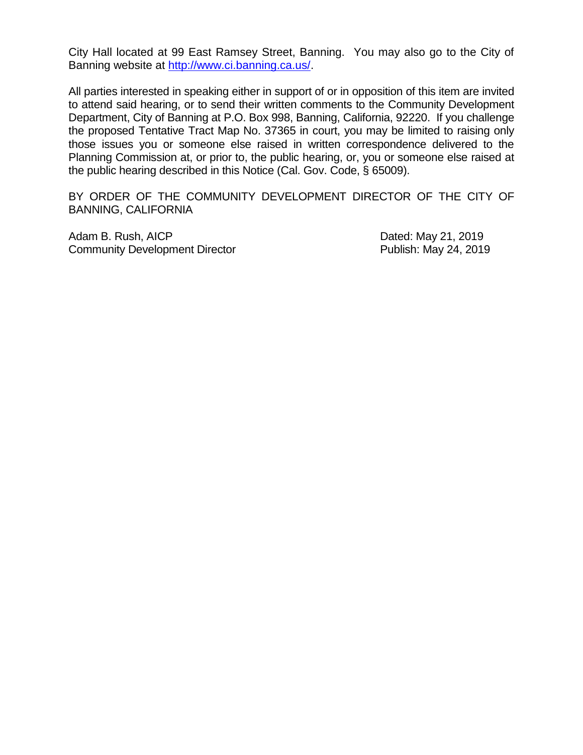City Hall located at 99 East Ramsey Street, Banning. You may also go to the City of Banning website at http://www.ci.banning.ca.us/.

All parties interested in speaking either in support of or in opposition of this item are invited to attend said hearing, or to send their written comments to the Community Development Department, City of Banning at P.O. Box 998, Banning, California, 92220. If you challenge the proposed Tentative Tract Map No. 37365 in court, you may be limited to raising only those issues you or someone else raised in written correspondence delivered to the Planning Commission at, or prior to, the public hearing, or, you or someone else raised at the public hearing described in this Notice (Cal. Gov. Code, § 65009).

BY ORDER OF THE COMMUNITY DEVELOPMENT DIRECTOR OF THE CITY OF BANNING, CALIFORNIA

Adam B. Rush, AICP
Community Development Director

Dated: May 21, 2019
Publish: May 24, 2019